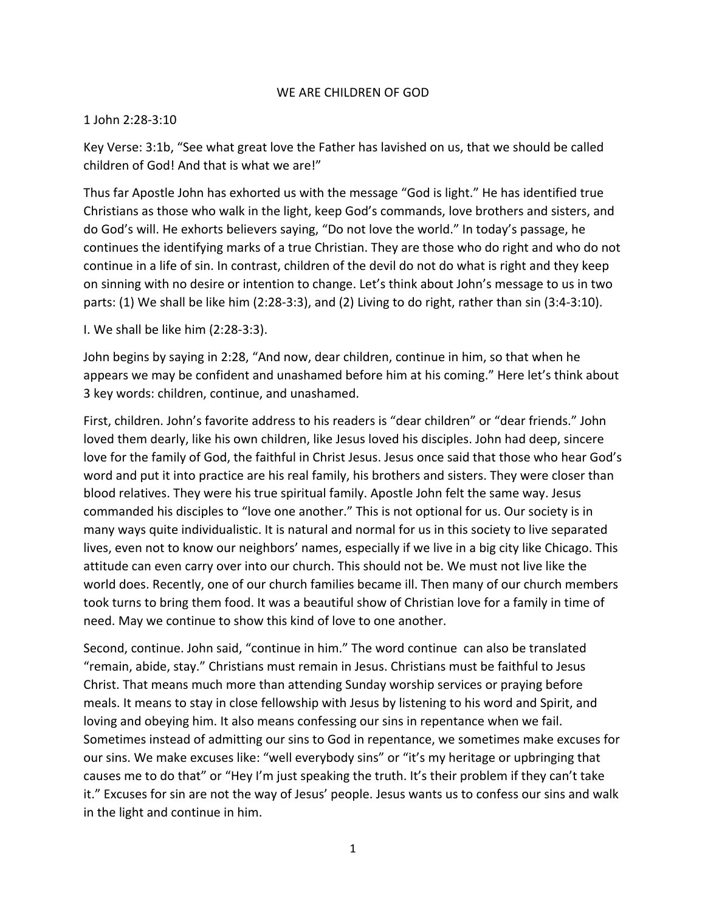# WE ARE CHILDREN OF GOD

1 John 2:28-3:10

Key Verse: 3:1b, "See what great love the Father has lavished on us, that we should be called children of God! And that is what we are!"

Thus far Apostle John has exhorted us with the message "God is light." He has identified true Christians as those who walk in the light, keep God's commands, love brothers and sisters, and do God's will. He exhorts believers saying, "Do not love the world." In today's passage, he continues the identifying marks of a true Christian. They are those who do right and who do not continue in a life of sin. In contrast, children of the devil do not do what is right and they keep on sinning with no desire or intention to change. Let's think about John's message to us in two parts: (1) We shall be like him (2:28-3:3), and (2) Living to do right, rather than sin (3:4-3:10).

## I. We shall be like him (2:28-3:3).

John begins by saying in 2:28, "And now, dear children, continue in him, so that when he appears we may be confident and unashamed before him at his coming." Here let's think about 3 key words: children, continue, and unashamed.

First, children. John's favorite address to his readers is "dear children" or "dear friends." John loved them dearly, like his own children, like Jesus loved his disciples. John had deep, sincere love for the family of God, the faithful in Christ Jesus. Jesus once said that those who hear God's word and put it into practice are his real family, his brothers and sisters. They were closer than blood relatives. They were his true spiritual family. Apostle John felt the same way. Jesus commanded his disciples to "love one another." This is not optional for us. Our society is in many ways quite individualistic. It is natural and normal for us in this society to live separated lives, even not to know our neighbors' names, especially if we live in a big city like Chicago. This attitude can even carry over into our church. This should not be. We must not live like the world does. Recently, one of our church families became ill. Then many of our church members took turns to bring them food. It was a beautiful show of Christian love for a family in time of need. May we continue to show this kind of love to one another.

Second, continue. John said, "continue in him." The word continue can also be translated "remain, abide, stay." Christians must remain in Jesus. Christians must be faithful to Jesus Christ. That means much more than attending Sunday worship services or praying before meals. It means to stay in close fellowship with Jesus by listening to his word and Spirit, and loving and obeying him. It also means confessing our sins in repentance when we fail. Sometimes instead of admitting our sins to God in repentance, we sometimes make excuses for our sins. We make excuses like: "well everybody sins" or "it's my heritage or upbringing that causes me to do that" or "Hey I'm just speaking the truth. It's their problem if they can't take it." Excuses for sin are not the way of Jesus' people. Jesus wants us to confess our sins and walk in the light and continue in him.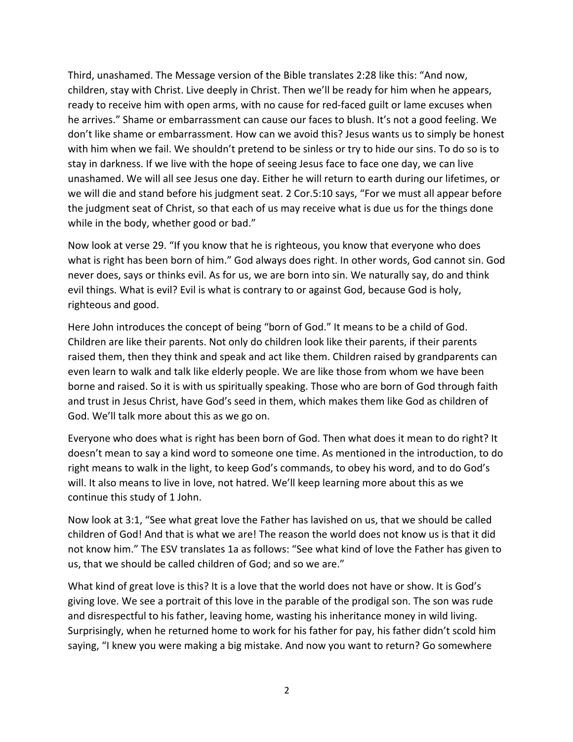Third, unashamed. The Message version of the Bible translates 2:28 like this: "And now, children, stay with Christ. Live deeply in Christ. Then we'll be ready for him when he appears, ready to receive him with open arms, with no cause for red-faced guilt or lame excuses when he arrives." Shame or embarrassment can cause our faces to blush. It's not a good feeling. We don't like shame or embarrassment. How can we avoid this? Jesus wants us to simply be honest with him when we fail. We shouldn't pretend to be sinless or try to hide our sins. To do so is to stay in darkness. If we live with the hope of seeing Jesus face to face one day, we can live unashamed. We will all see Jesus one day. Either he will return to earth during our lifetimes, or we will die and stand before his judgment seat. 2 Cor.5:10 says, "For we must all appear before the judgment seat of Christ, so that each of us may receive what is due us for the things done while in the body, whether good or bad."

Now look at verse 29. "If you know that he is righteous, you know that everyone who does what is right has been born of him." God always does right. In other words, God cannot sin. God never does, says or thinks evil. As for us, we are born into sin. We naturally say, do and think evil things. What is evil? Evil is what is contrary to or against God, because God is holy, righteous and good.

Here John introduces the concept of being "born of God." It means to be a child of God. Children are like their parents. Not only do children look like their parents, if their parents raised them, then they think and speak and act like them. Children raised by grandparents can even learn to walk and talk like elderly people. We are like those from whom we have been borne and raised. So it is with us spiritually speaking. Those who are born of God through faith and trust in Jesus Christ, have God's seed in them, which makes them like God as children of God. We'll talk more about this as we go on.

Everyone who does what is right has been born of God. Then what does it mean to do right? It doesn't mean to say a kind word to someone one time. As mentioned in the introduction, to do right means to walk in the light, to keep God's commands, to obey his word, and to do God's will. It also means to live in love, not hatred. We'll keep learning more about this as we continue this study of 1 John.

Now look at 3:1, "See what great love the Father has lavished on us, that we should be called children of God! And that is what we are! The reason the world does not know us is that it did not know him." The ESV translates 1a as follows: "See what kind of love the Father has given to us, that we should be called children of God; and so we are."

What kind of great love is this? It is a love that the world does not have or show. It is God's giving love. We see a portrait of this love in the parable of the prodigal son. The son was rude and disrespectful to his father, leaving home, wasting his inheritance money in wild living. Surprisingly, when he returned home to work for his father for pay, his father didn't scold him saying, "I knew you were making a big mistake. And now you want to return? Go somewhere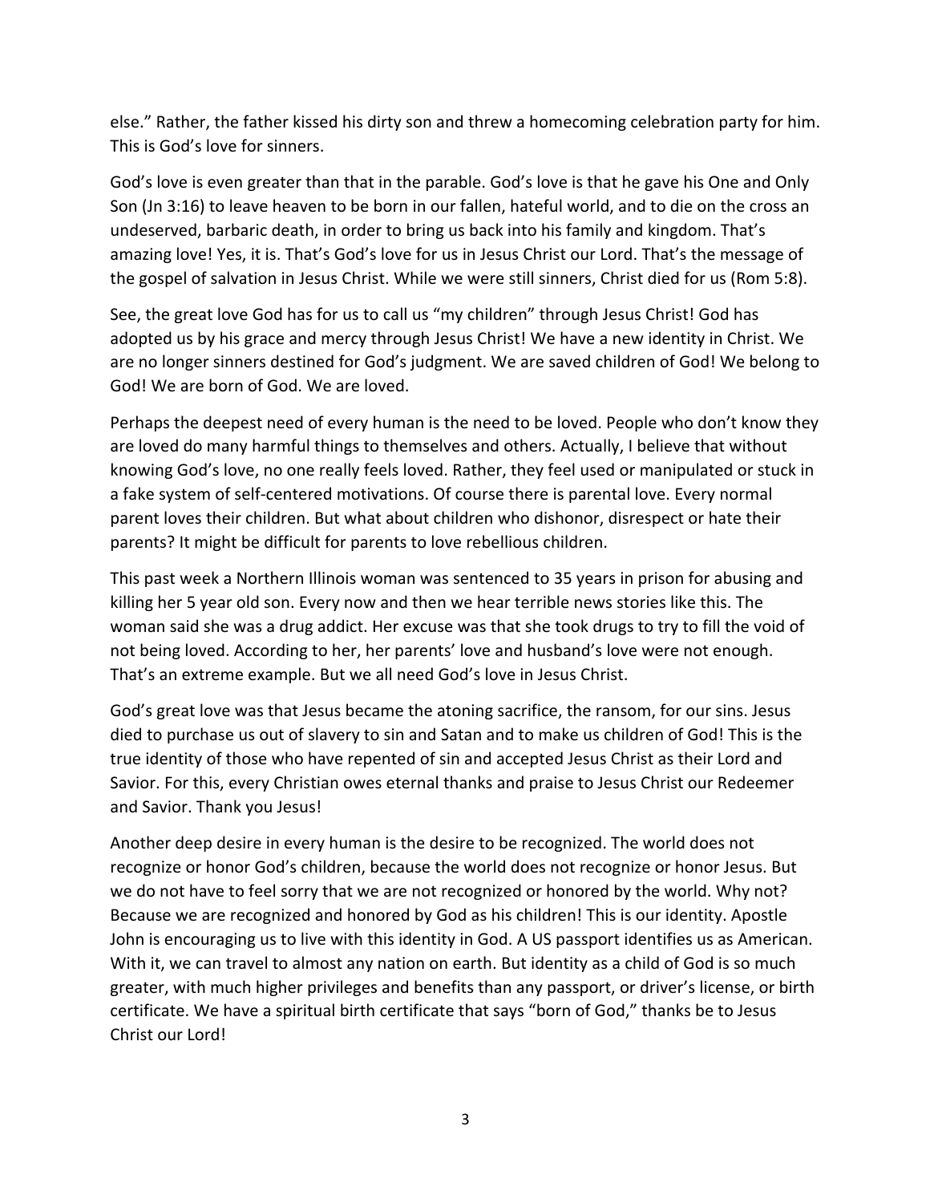else." Rather, the father kissed his dirty son and threw a homecoming celebration party for him. This is God's love for sinners.

God's love is even greater than that in the parable. God's love is that he gave his One and Only Son (Jn 3:16) to leave heaven to be born in our fallen, hateful world, and to die on the cross an undeserved, barbaric death, in order to bring us back into his family and kingdom. That's amazing love! Yes, it is. That's God's love for us in Jesus Christ our Lord. That's the message of the gospel of salvation in Jesus Christ. While we were still sinners, Christ died for us (Rom 5:8).

See, the great love God has for us to call us "my children" through Jesus Christ! God has adopted us by his grace and mercy through Jesus Christ! We have a new identity in Christ. We are no longer sinners destined for God's judgment. We are saved children of God! We belong to God! We are born of God. We are loved.

Perhaps the deepest need of every human is the need to be loved. People who don't know they are loved do many harmful things to themselves and others. Actually, I believe that without knowing God's love, no one really feels loved. Rather, they feel used or manipulated or stuck in a fake system of self-centered motivations. Of course there is parental love. Every normal parent loves their children. But what about children who dishonor, disrespect or hate their parents? It might be difficult for parents to love rebellious children.

This past week a Northern Illinois woman was sentenced to 35 years in prison for abusing and killing her 5 year old son. Every now and then we hear terrible news stories like this. The woman said she was a drug addict. Her excuse was that she took drugs to try to fill the void of not being loved. According to her, her parents' love and husband's love were not enough. That's an extreme example. But we all need God's love in Jesus Christ.

God's great love was that Jesus became the atoning sacrifice, the ransom, for our sins. Jesus died to purchase us out of slavery to sin and Satan and to make us children of God! This is the true identity of those who have repented of sin and accepted Jesus Christ as their Lord and Savior. For this, every Christian owes eternal thanks and praise to Jesus Christ our Redeemer and Savior. Thank you Jesus!

Another deep desire in every human is the desire to be recognized. The world does not recognize or honor God's children, because the world does not recognize or honor Jesus. But we do not have to feel sorry that we are not recognized or honored by the world. Why not? Because we are recognized and honored by God as his children! This is our identity. Apostle John is encouraging us to live with this identity in God. A US passport identifies us as American. With it, we can travel to almost any nation on earth. But identity as a child of God is so much greater, with much higher privileges and benefits than any passport, or driver's license, or birth certificate. We have a spiritual birth certificate that says "born of God," thanks be to Jesus Christ our Lord!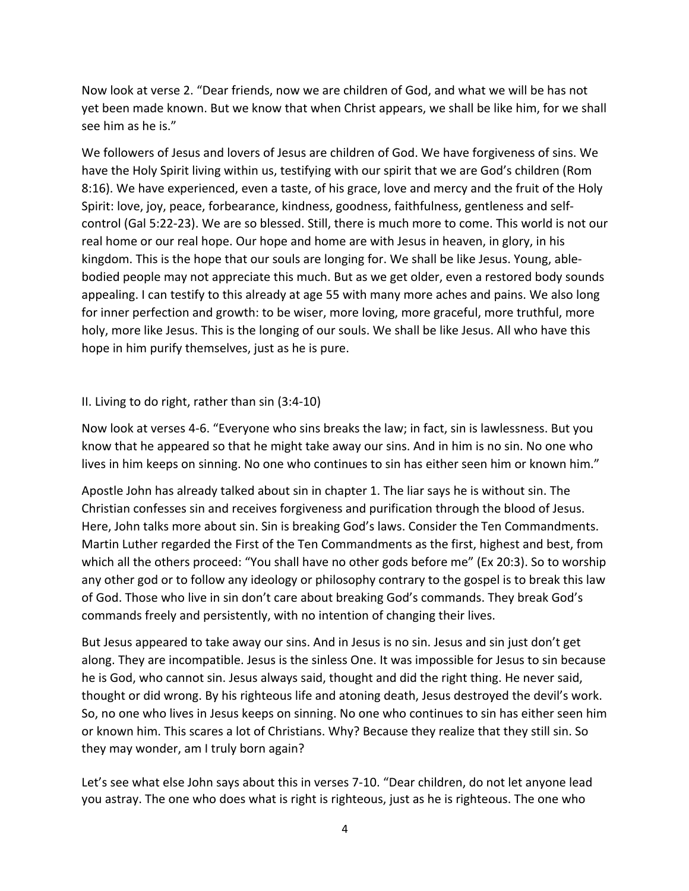Now look at verse 2. "Dear friends, now we are children of God, and what we will be has not yet been made known. But we know that when Christ appears, we shall be like him, for we shall see him as he is."

We followers of Jesus and lovers of Jesus are children of God. We have forgiveness of sins. We have the Holy Spirit living within us, testifying with our spirit that we are God's children (Rom 8:16). We have experienced, even a taste, of his grace, love and mercy and the fruit of the Holy Spirit: love, joy, peace, forbearance, kindness, goodness, faithfulness, gentleness and self-control (Gal 5:22-23). We are so blessed. Still, there is much more to come. This world is not our real home or our real hope. Our hope and home are with Jesus in heaven, in glory, in his kingdom. This is the hope that our souls are longing for. We shall be like Jesus. Young, able-bodied people may not appreciate this much. But as we get older, even a restored body sounds appealing. I can testify to this already at age 55 with many more aches and pains. We also long for inner perfection and growth: to be wiser, more loving, more graceful, more truthful, more holy, more like Jesus. This is the longing of our souls. We shall be like Jesus. All who have this hope in him purify themselves, just as he is pure.

## II. Living to do right, rather than sin (3:4-10)

Now look at verses 4-6. "Everyone who sins breaks the law; in fact, sin is lawlessness. But you know that he appeared so that he might take away our sins. And in him is no sin. No one who lives in him keeps on sinning. No one who continues to sin has either seen him or known him."

Apostle John has already talked about sin in chapter 1. The liar says he is without sin. The Christian confesses sin and receives forgiveness and purification through the blood of Jesus. Here, John talks more about sin. Sin is breaking God's laws. Consider the Ten Commandments. Martin Luther regarded the First of the Ten Commandments as the first, highest and best, from which all the others proceed: "You shall have no other gods before me" (Ex 20:3). So to worship any other god or to follow any ideology or philosophy contrary to the gospel is to break this law of God. Those who live in sin don't care about breaking God's commands. They break God's commands freely and persistently, with no intention of changing their lives.

But Jesus appeared to take away our sins. And in Jesus is no sin. Jesus and sin just don't get along. They are incompatible. Jesus is the sinless One. It was impossible for Jesus to sin because he is God, who cannot sin. Jesus always said, thought and did the right thing. He never said, thought or did wrong. By his righteous life and atoning death, Jesus destroyed the devil's work. So, no one who lives in Jesus keeps on sinning. No one who continues to sin has either seen him or known him. This scares a lot of Christians. Why? Because they realize that they still sin. So they may wonder, am I truly born again?

Let's see what else John says about this in verses 7-10. "Dear children, do not let anyone lead you astray. The one who does what is right is righteous, just as he is righteous. The one who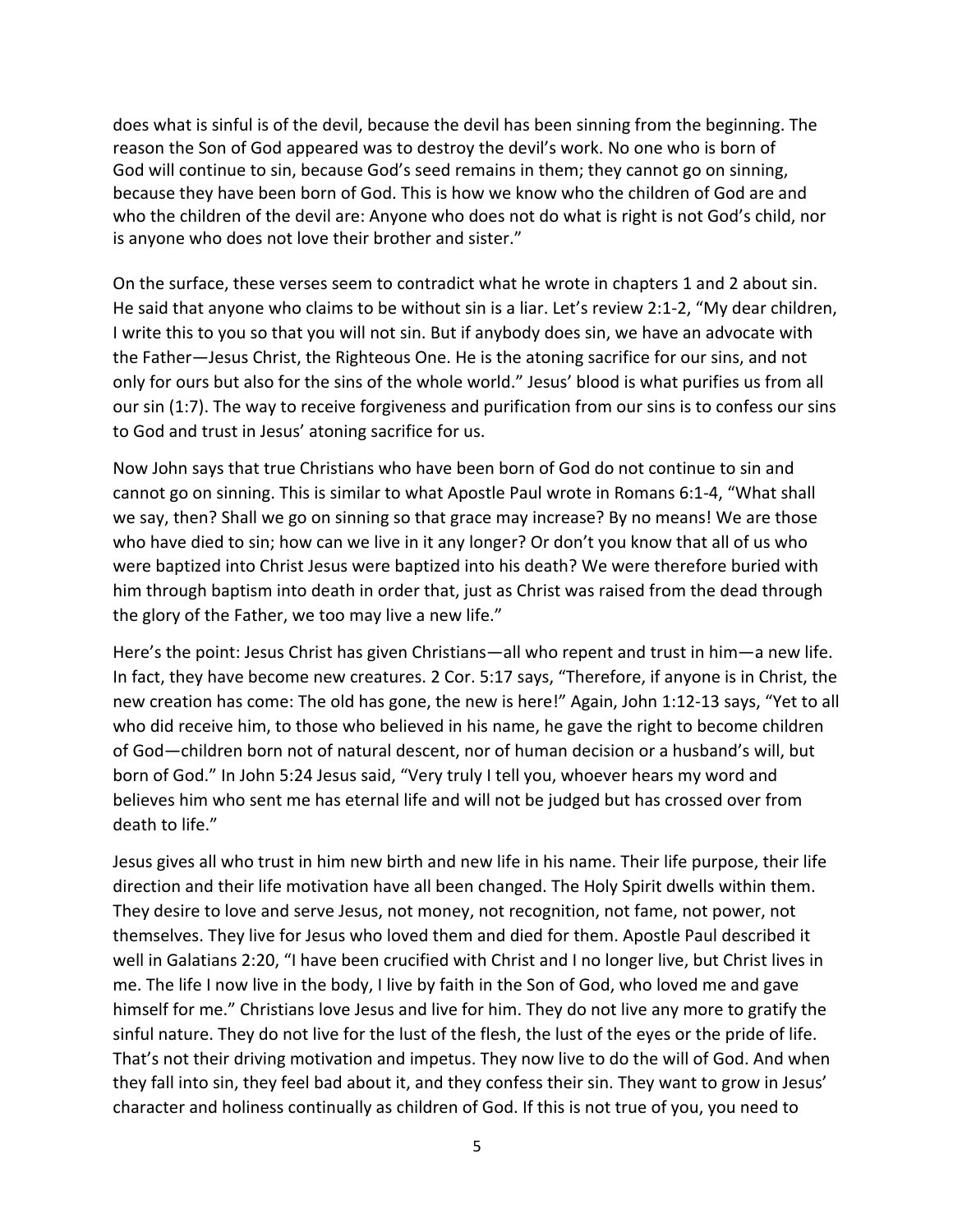does what is sinful is of the devil, because the devil has been sinning from the beginning. The reason the Son of God appeared was to destroy the devil's work. No one who is born of God will continue to sin, because God's seed remains in them; they cannot go on sinning, because they have been born of God. This is how we know who the children of God are and who the children of the devil are: Anyone who does not do what is right is not God's child, nor is anyone who does not love their brother and sister."

On the surface, these verses seem to contradict what he wrote in chapters 1 and 2 about sin. He said that anyone who claims to be without sin is a liar. Let's review 2:1-2, "My dear children, I write this to you so that you will not sin. But if anybody does sin, we have an advocate with the Father—Jesus Christ, the Righteous One. He is the atoning sacrifice for our sins, and not only for ours but also for the sins of the whole world." Jesus' blood is what purifies us from all our sin (1:7). The way to receive forgiveness and purification from our sins is to confess our sins to God and trust in Jesus' atoning sacrifice for us.

Now John says that true Christians who have been born of God do not continue to sin and cannot go on sinning. This is similar to what Apostle Paul wrote in Romans 6:1-4, "What shall we say, then? Shall we go on sinning so that grace may increase? By no means! We are those who have died to sin; how can we live in it any longer? Or don't you know that all of us who were baptized into Christ Jesus were baptized into his death? We were therefore buried with him through baptism into death in order that, just as Christ was raised from the dead through the glory of the Father, we too may live a new life."

Here's the point: Jesus Christ has given Christians—all who repent and trust in him—a new life. In fact, they have become new creatures. 2 Cor. 5:17 says, "Therefore, if anyone is in Christ, the new creation has come: The old has gone, the new is here!" Again, John 1:12-13 says, "Yet to all who did receive him, to those who believed in his name, he gave the right to become children of God—children born not of natural descent, nor of human decision or a husband's will, but born of God." In John 5:24 Jesus said, "Very truly I tell you, whoever hears my word and believes him who sent me has eternal life and will not be judged but has crossed over from death to life."

Jesus gives all who trust in him new birth and new life in his name. Their life purpose, their life direction and their life motivation have all been changed. The Holy Spirit dwells within them. They desire to love and serve Jesus, not money, not recognition, not fame, not power, not themselves. They live for Jesus who loved them and died for them. Apostle Paul described it well in Galatians 2:20, "I have been crucified with Christ and I no longer live, but Christ lives in me. The life I now live in the body, I live by faith in the Son of God, who loved me and gave himself for me." Christians love Jesus and live for him. They do not live any more to gratify the sinful nature. They do not live for the lust of the flesh, the lust of the eyes or the pride of life. That's not their driving motivation and impetus. They now live to do the will of God. And when they fall into sin, they feel bad about it, and they confess their sin. They want to grow in Jesus' character and holiness continually as children of God. If this is not true of you, you need to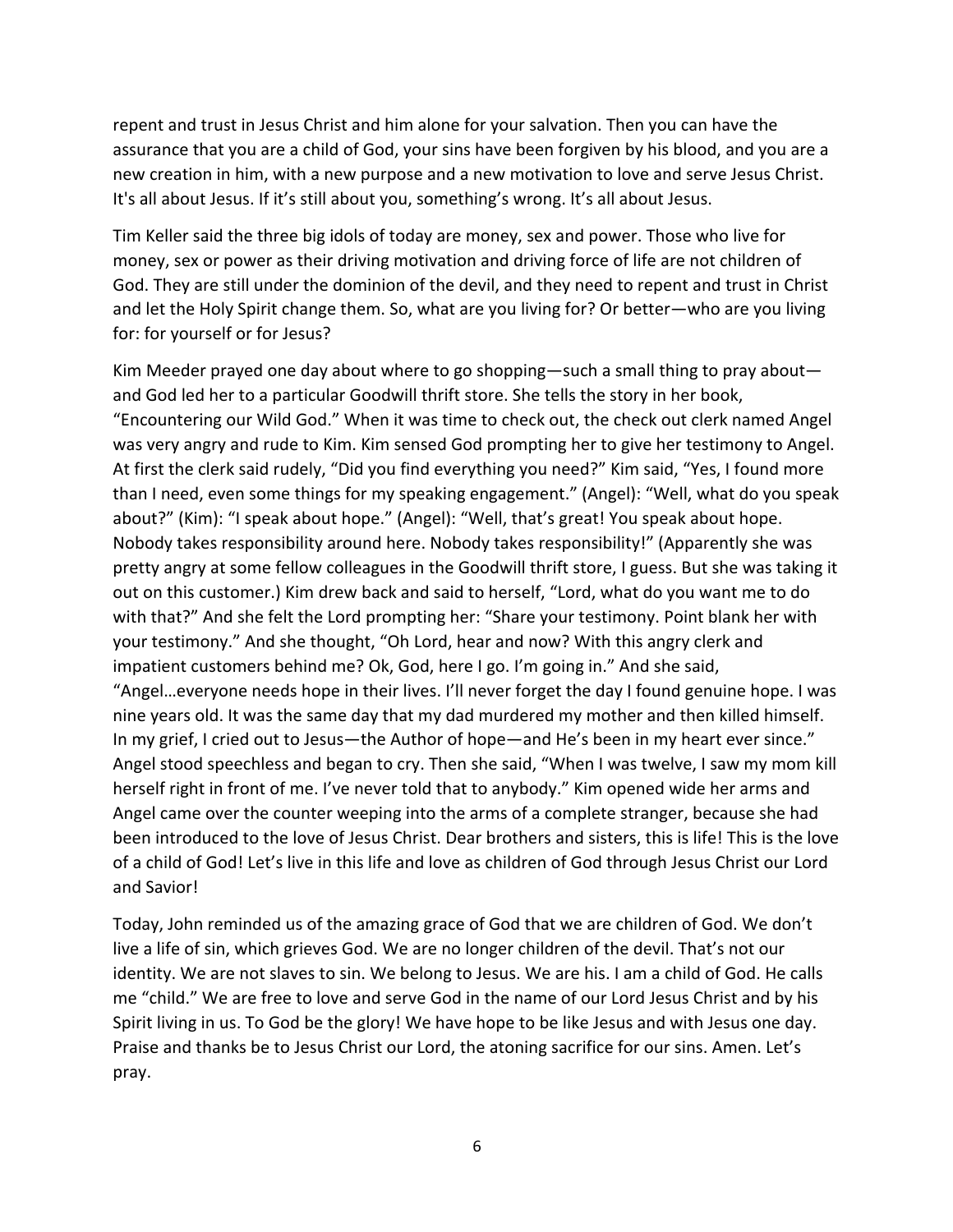repent and trust in Jesus Christ and him alone for your salvation. Then you can have the assurance that you are a child of God, your sins have been forgiven by his blood, and you are a new creation in him, with a new purpose and a new motivation to love and serve Jesus Christ. It's all about Jesus. If it's still about you, something's wrong. It's all about Jesus.

Tim Keller said the three big idols of today are money, sex and power. Those who live for money, sex or power as their driving motivation and driving force of life are not children of God. They are still under the dominion of the devil, and they need to repent and trust in Christ and let the Holy Spirit change them. So, what are you living for? Or better—who are you living for: for yourself or for Jesus?

Kim Meeder prayed one day about where to go shopping—such a small thing to pray about—and God led her to a particular Goodwill thrift store. She tells the story in her book, "Encountering our Wild God." When it was time to check out, the check out clerk named Angel was very angry and rude to Kim. Kim sensed God prompting her to give her testimony to Angel. At first the clerk said rudely, "Did you find everything you need?" Kim said, "Yes, I found more than I need, even some things for my speaking engagement." (Angel): "Well, what do you speak about?" (Kim): "I speak about hope." (Angel): "Well, that's great! You speak about hope. Nobody takes responsibility around here. Nobody takes responsibility!" (Apparently she was pretty angry at some fellow colleagues in the Goodwill thrift store, I guess. But she was taking it out on this customer.) Kim drew back and said to herself, "Lord, what do you want me to do with that?" And she felt the Lord prompting her: "Share your testimony. Point blank her with your testimony." And she thought, "Oh Lord, hear and now? With this angry clerk and impatient customers behind me? Ok, God, here I go. I'm going in." And she said, "Angel…everyone needs hope in their lives. I'll never forget the day I found genuine hope. I was nine years old. It was the same day that my dad murdered my mother and then killed himself. In my grief, I cried out to Jesus—the Author of hope—and He's been in my heart ever since." Angel stood speechless and began to cry. Then she said, "When I was twelve, I saw my mom kill herself right in front of me. I've never told that to anybody." Kim opened wide her arms and Angel came over the counter weeping into the arms of a complete stranger, because she had been introduced to the love of Jesus Christ. Dear brothers and sisters, this is life! This is the love of a child of God! Let's live in this life and love as children of God through Jesus Christ our Lord and Savior!

Today, John reminded us of the amazing grace of God that we are children of God. We don't live a life of sin, which grieves God. We are no longer children of the devil. That's not our identity. We are not slaves to sin. We belong to Jesus. We are his. I am a child of God. He calls me "child." We are free to love and serve God in the name of our Lord Jesus Christ and by his Spirit living in us. To God be the glory! We have hope to be like Jesus and with Jesus one day. Praise and thanks be to Jesus Christ our Lord, the atoning sacrifice for our sins. Amen. Let's pray.